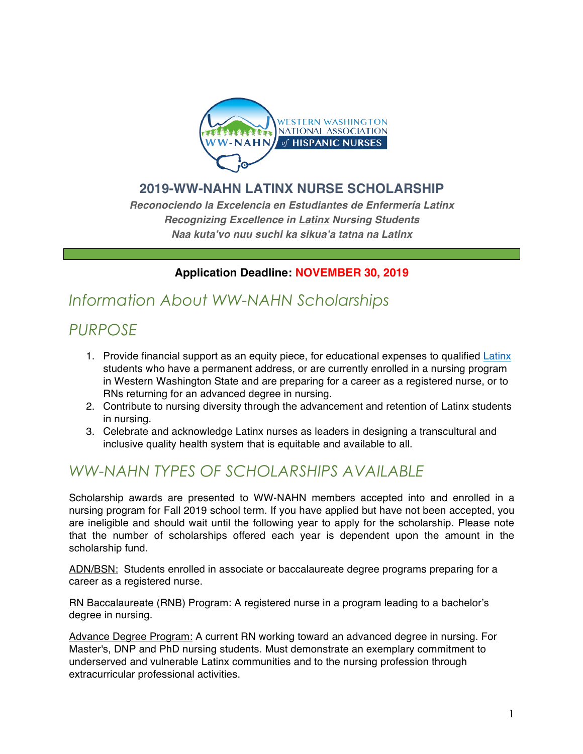# 2019-WW-NAHN LATINX NURSE SCHOLARSHIP

***Reconociendo la Excelencia en Estudiantes de Enfermería Latinx***

***Recognizing Excellence in Latinx Nursing Students***

***Naa kuta'vo nuu suchi ka sikua'a tatna na Latinx***

**Application Deadline: NOVEMBER 30, 2019**

## *Information About WW-NAHN Scholarships*

## *PURPOSE*

1. Provide financial support as an equity piece, for educational expenses to qualified Latinx students who have a permanent address, or are currently enrolled in a nursing program in Western Washington State and are preparing for a career as a registered nurse, or to RNs returning for an advanced degree in nursing.
2. Contribute to nursing diversity through the advancement and retention of Latinx students in nursing.
3. Celebrate and acknowledge Latinx nurses as leaders in designing a transcultural and inclusive quality health system that is equitable and available to all.

## *WW-NAHN TYPES OF SCHOLARSHIPS AVAILABLE*

Scholarship awards are presented to WW-NAHN members accepted into and enrolled in a nursing program for Fall 2019 school term. If you have applied but have not been accepted, you are ineligible and should wait until the following year to apply for the scholarship. Please note that the number of scholarships offered each year is dependent upon the amount in the scholarship fund.

ADN/BSN: Students enrolled in associate or baccalaureate degree programs preparing for a career as a registered nurse.

RN Baccalaureate (RNB) Program: A registered nurse in a program leading to a bachelor's degree in nursing.

Advance Degree Program: A current RN working toward an advanced degree in nursing. For Master's, DNP and PhD nursing students. Must demonstrate an exemplary commitment to underserved and vulnerable Latinx communities and to the nursing profession through extracurricular professional activities.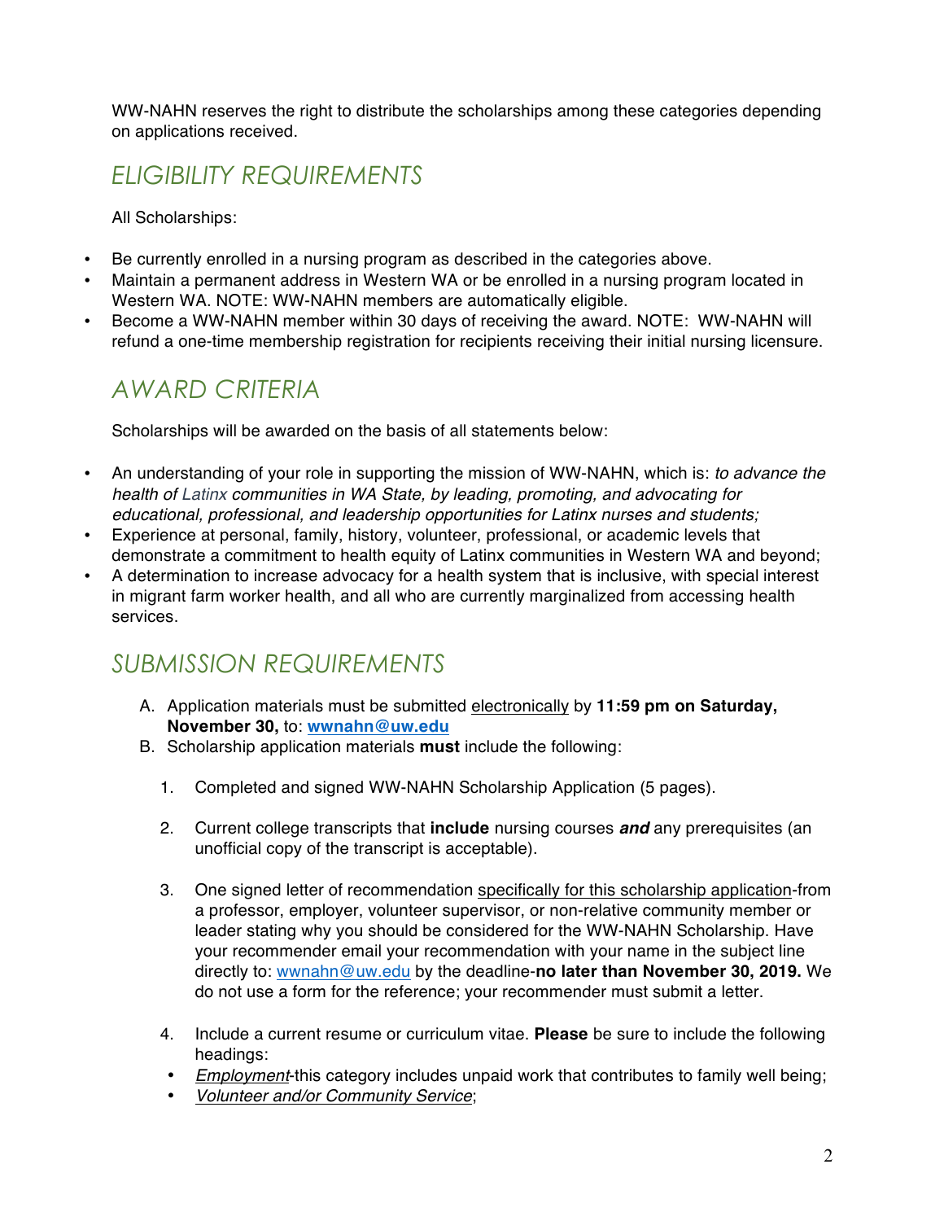WW-NAHN reserves the right to distribute the scholarships among these categories depending on applications received.

## *ELIGIBILITY REQUIREMENTS*

All Scholarships:

- Be currently enrolled in a nursing program as described in the categories above.
- Maintain a permanent address in Western WA or be enrolled in a nursing program located in Western WA. NOTE: WW-NAHN members are automatically eligible.
- Become a WW-NAHN member within 30 days of receiving the award. NOTE: WW-NAHN will refund a one-time membership registration for recipients receiving their initial nursing licensure.

## *AWARD CRITERIA*

Scholarships will be awarded on the basis of all statements below:

- An understanding of your role in supporting the mission of WW-NAHN, which is: *to advance the health of Latinx communities in WA State, by leading, promoting, and advocating for educational, professional, and leadership opportunities for Latinx nurses and students;*
- Experience at personal, family, history, volunteer, professional, or academic levels that demonstrate a commitment to health equity of Latinx communities in Western WA and beyond;
- A determination to increase advocacy for a health system that is inclusive, with special interest in migrant farm worker health, and all who are currently marginalized from accessing health services.

## *SUBMISSION REQUIREMENTS*

A. Application materials must be submitted <u>electronically</u> by **11:59 pm on Saturday, November 30,** to: **[wwnahn@uw.edu](mailto:wwnahn@uw.edu)**

B. Scholarship application materials **must** include the following:

1. Completed and signed WW-NAHN Scholarship Application (5 pages).

2. Current college transcripts that **include** nursing courses ***and*** any prerequisites (an unofficial copy of the transcript is acceptable).

3. One signed letter of recommendation <u>specifically for this scholarship application</u>-from a professor, employer, volunteer supervisor, or non-relative community member or leader stating why you should be considered for the WW-NAHN Scholarship. Have your recommender email your recommendation with your name in the subject line directly to: [wwnahn@uw.edu](mailto:wwnahn@uw.edu) by the deadline-**no later than November 30, 2019.** We do not use a form for the reference; your recommender must submit a letter.

4. Include a current resume or curriculum vitae. **Please** be sure to include the following headings:
   - *<u>Employment</u>*-this category includes unpaid work that contributes to family well being;
   - *<u>Volunteer and/or Community Service</u>*;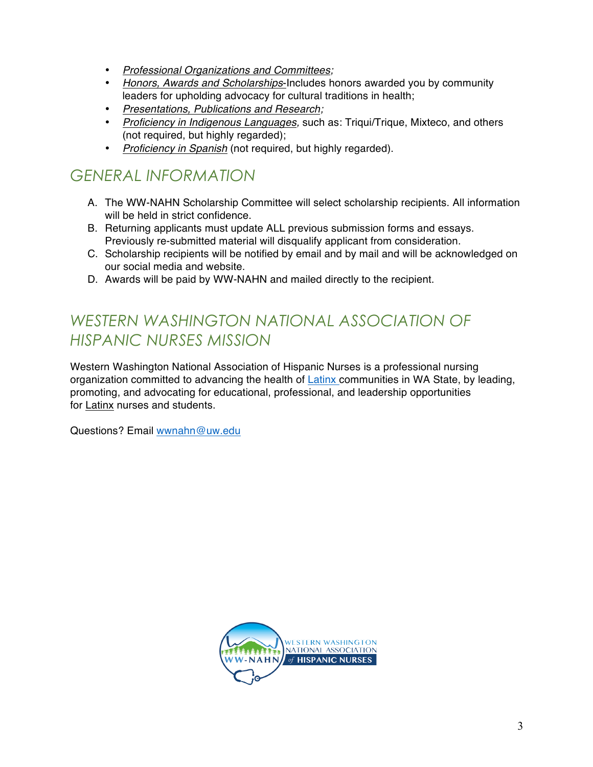- *Professional Organizations and Committees;*
- *Honors, Awards and Scholarships*-Includes honors awarded you by community leaders for upholding advocacy for cultural traditions in health;
- *Presentations, Publications and Research;*
- *Proficiency in Indigenous Languages,* such as: Triqui/Trique, Mixteco, and others (not required, but highly regarded);
- *Proficiency in Spanish* (not required, but highly regarded).

## GENERAL INFORMATION

A. The WW-NAHN Scholarship Committee will select scholarship recipients. All information will be held in strict confidence.
B. Returning applicants must update ALL previous submission forms and essays. Previously re-submitted material will disqualify applicant from consideration.
C. Scholarship recipients will be notified by email and by mail and will be acknowledged on our social media and website.
D. Awards will be paid by WW-NAHN and mailed directly to the recipient.

## WESTERN WASHINGTON NATIONAL ASSOCIATION OF HISPANIC NURSES MISSION

Western Washington National Association of Hispanic Nurses is a professional nursing organization committed to advancing the health of Latinx communities in WA State, by leading, promoting, and advocating for educational, professional, and leadership opportunities for Latinx nurses and students.

Questions? Email wwnahn@uw.edu

WW-NAHN WESTERN WASHINGTON NATIONAL ASSOCIATION of HISPANIC NURSES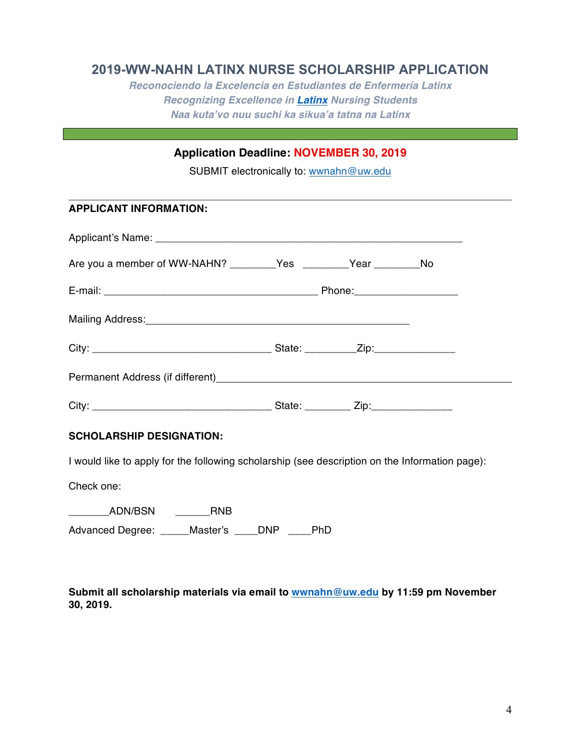# 2019-WW-NAHN LATINX NURSE SCHOLARSHIP APPLICATION

***Reconociendo la Excelencia en Estudiantes de Enfermería Latinx***
***Recognizing Excellence in Latinx Nursing Students***
***Naa kuta'vo nuu suchi ka sikua'a tatna na Latinx***

**Application Deadline: NOVEMBER 30, 2019**

SUBMIT electronically to: wwnahn@uw.edu

---

**APPLICANT INFORMATION:**

Applicant's Name: ____________________________________________________

Are you a member of WW-NAHN? ________Yes ________Year ________No

E-mail: _____________________________________ Phone:__________________

Mailing Address:_____________________________________________

City: _______________________________ State: _________Zip:______________

Permanent Address (if different)_______________________________________________

City: _______________________________ State: ________ Zip:______________

**SCHOLARSHIP DESIGNATION:**

I would like to apply for the following scholarship (see description on the Information page):

Check one:

_______ADN/BSN ______RNB

Advanced Degree: _____Master's ____DNP ____PhD

**Submit all scholarship materials via email to wwnahn@uw.edu by 11:59 pm November 30, 2019.**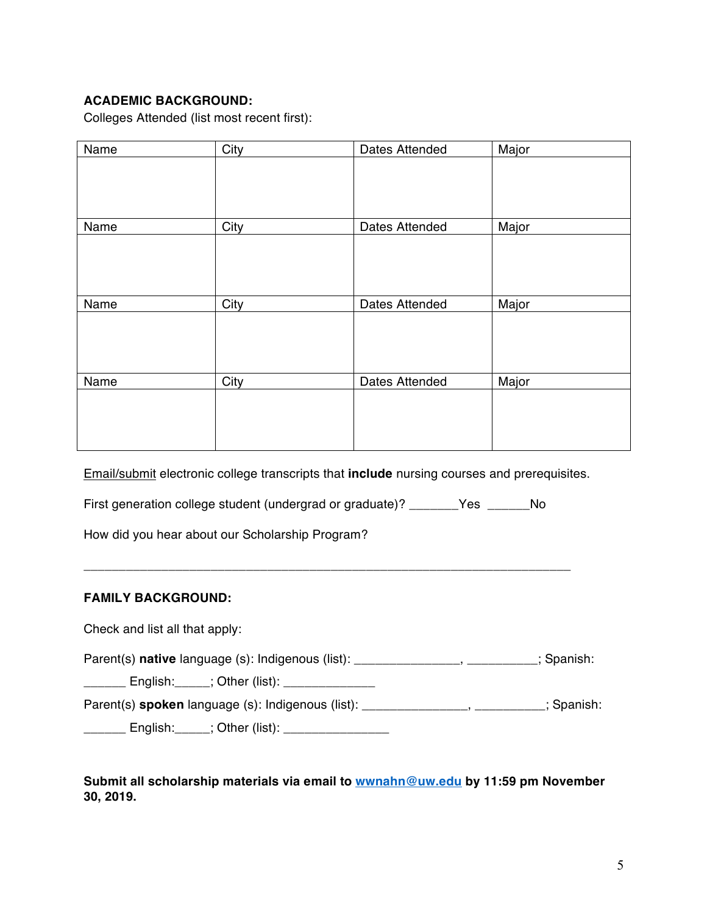**ACADEMIC BACKGROUND:**

Colleges Attended (list most recent first):

| Name | City | Dates Attended | Major |
|---|---|---|---|
| | | | |
| Name | City | Dates Attended | Major |
| | | | |
| Name | City | Dates Attended | Major |
| | | | |
| Name | City | Dates Attended | Major |
| | | | |

<u>Email/submit</u> electronic college transcripts that **include** nursing courses and prerequisites.

First generation college student (undergrad or graduate)? _______Yes ______No

How did you hear about our Scholarship Program?

_________________________________________________________________

**FAMILY BACKGROUND:**

Check and list all that apply:

Parent(s) **native** language (s): Indigenous (list): _______________, __________; Spanish: ______ English:_____; Other (list): _____________

Parent(s) **spoken** language (s): Indigenous (list): _______________, __________; Spanish: ______ English:_____; Other (list): _______________

**Submit all scholarship materials via email to [wwnahn@uw.edu](mailto:wwnahn@uw.edu) by 11:59 pm November 30, 2019.**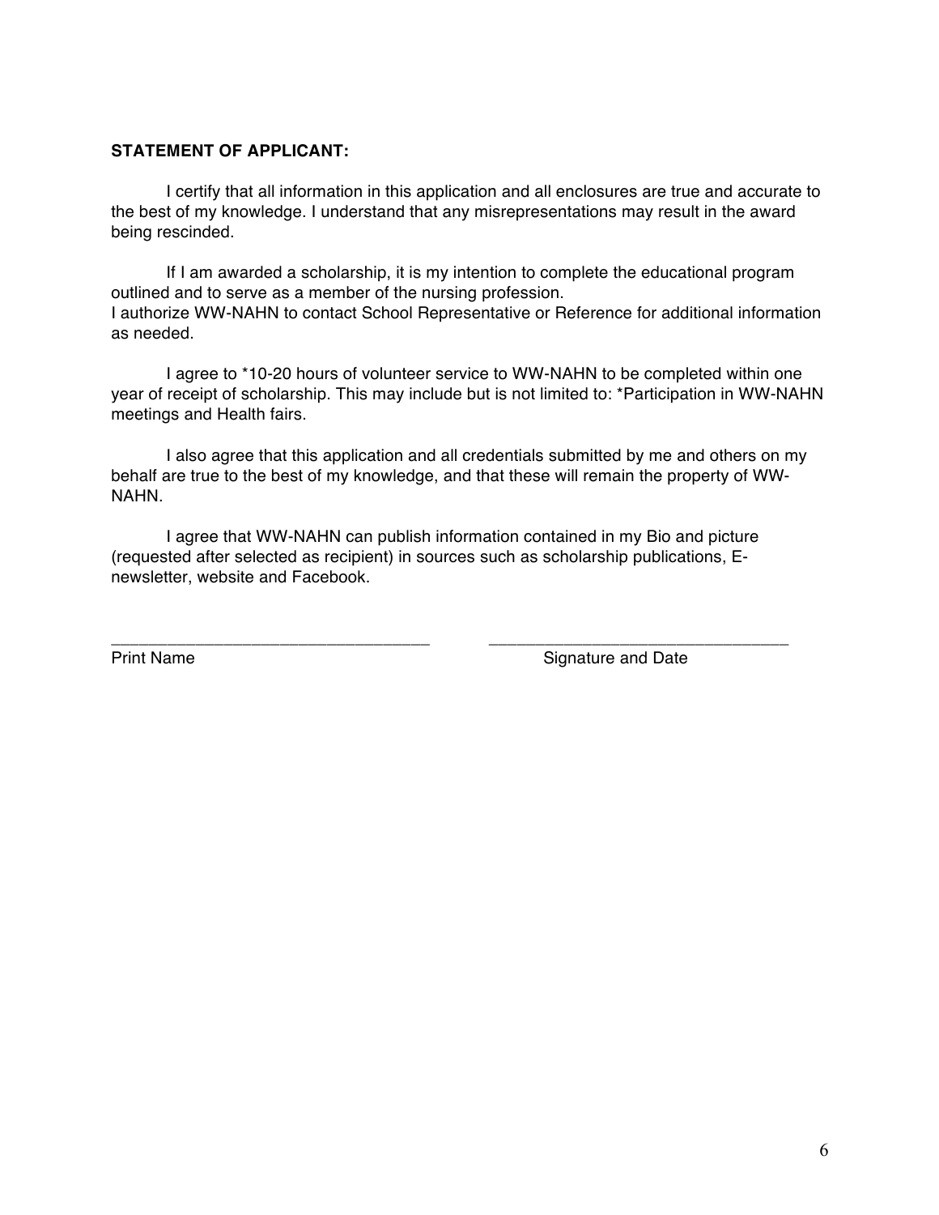**STATEMENT OF APPLICANT:**

I certify that all information in this application and all enclosures are true and accurate to the best of my knowledge. I understand that any misrepresentations may result in the award being rescinded.

If I am awarded a scholarship, it is my intention to complete the educational program outlined and to serve as a member of the nursing profession.
I authorize WW-NAHN to contact School Representative or Reference for additional information as needed.

I agree to *10-20 hours of volunteer service to WW-NAHN to be completed within one year of receipt of scholarship. This may include but is not limited to: *Participation in WW-NAHN meetings and Health fairs.

I also agree that this application and all credentials submitted by me and others on my behalf are true to the best of my knowledge, and that these will remain the property of WW-NAHN.

I agree that WW-NAHN can publish information contained in my Bio and picture (requested after selected as recipient) in sources such as scholarship publications, E-newsletter, website and Facebook.

\_\_\_\_\_\_\_\_\_\_\_\_\_\_\_\_\_\_\_\_\_\_\_\_\_\_\_\_\_\_\_\_\_\_ &nbsp;&nbsp;&nbsp;&nbsp;&nbsp;&nbsp;&nbsp;&nbsp; \_\_\_\_\_\_\_\_\_\_\_\_\_\_\_\_\_\_\_\_\_\_\_\_\_\_\_\_\_\_\_\_\_\_
Print Name &nbsp;&nbsp;&nbsp;&nbsp;&nbsp;&nbsp;&nbsp;&nbsp;&nbsp;&nbsp;&nbsp;&nbsp;&nbsp;&nbsp;&nbsp;&nbsp;&nbsp;&nbsp;&nbsp;&nbsp;&nbsp;&nbsp;&nbsp;&nbsp;&nbsp;&nbsp;&nbsp;&nbsp;&nbsp;&nbsp;&nbsp;&nbsp;&nbsp;&nbsp;&nbsp;&nbsp;&nbsp;&nbsp;&nbsp;&nbsp; Signature and Date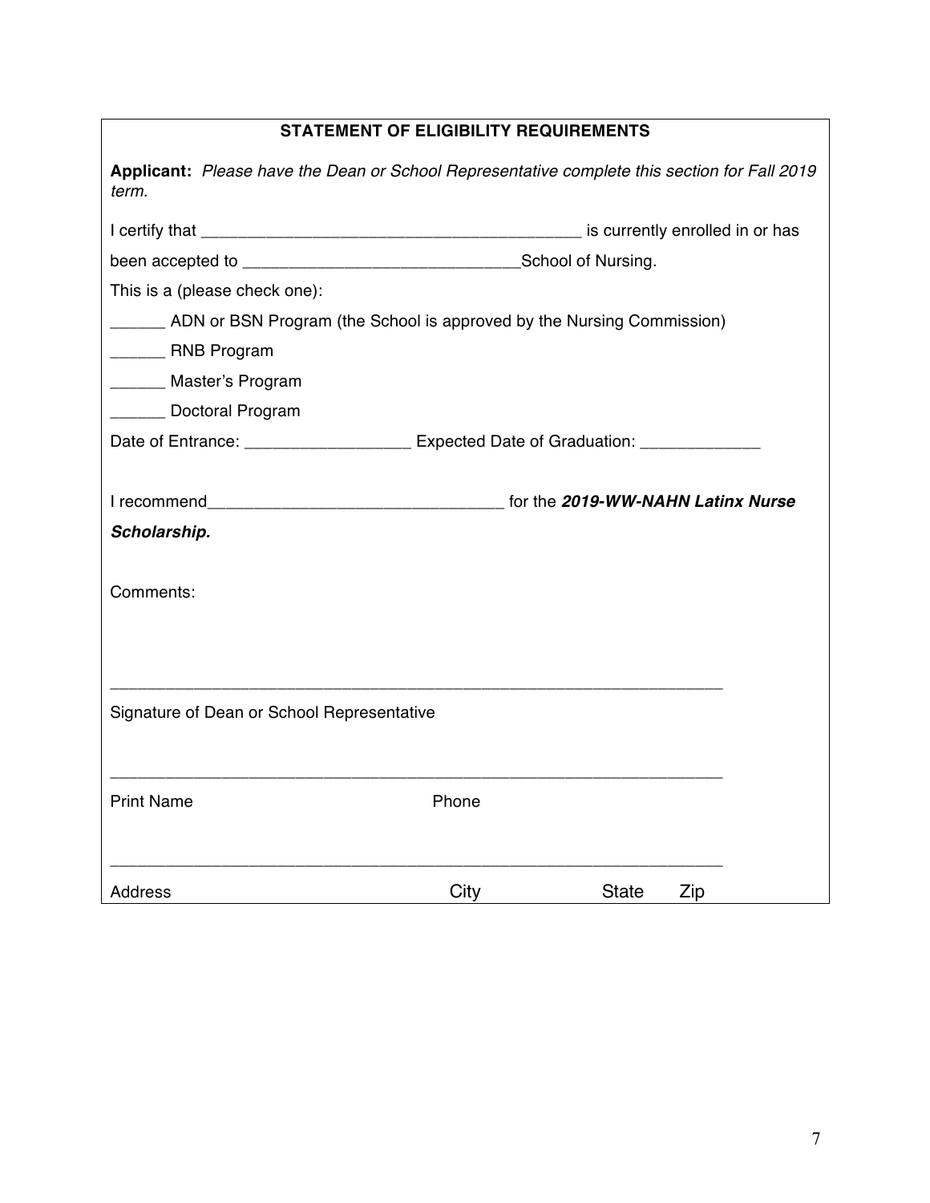## STATEMENT OF ELIGIBILITY REQUIREMENTS

**Applicant:** *Please have the Dean or School Representative complete this section for Fall 2019 term.*

I certify that __________________________________________ is currently enrolled in or has been accepted to ______________________________School of Nursing.

This is a (please check one):

______ ADN or BSN Program (the School is approved by the Nursing Commission)

______ RNB Program

______ Master's Program

______ Doctoral Program

Date of Entrance: __________________ Expected Date of Graduation: _____________

I recommend________________________________ for the ***2019-WW-NAHN Latinx Nurse Scholarship.***

Comments:

_____________________________________________________________________

Signature of Dean or School Representative

_____________________________________________________________________

Print Name Phone

_____________________________________________________________________

Address City State Zip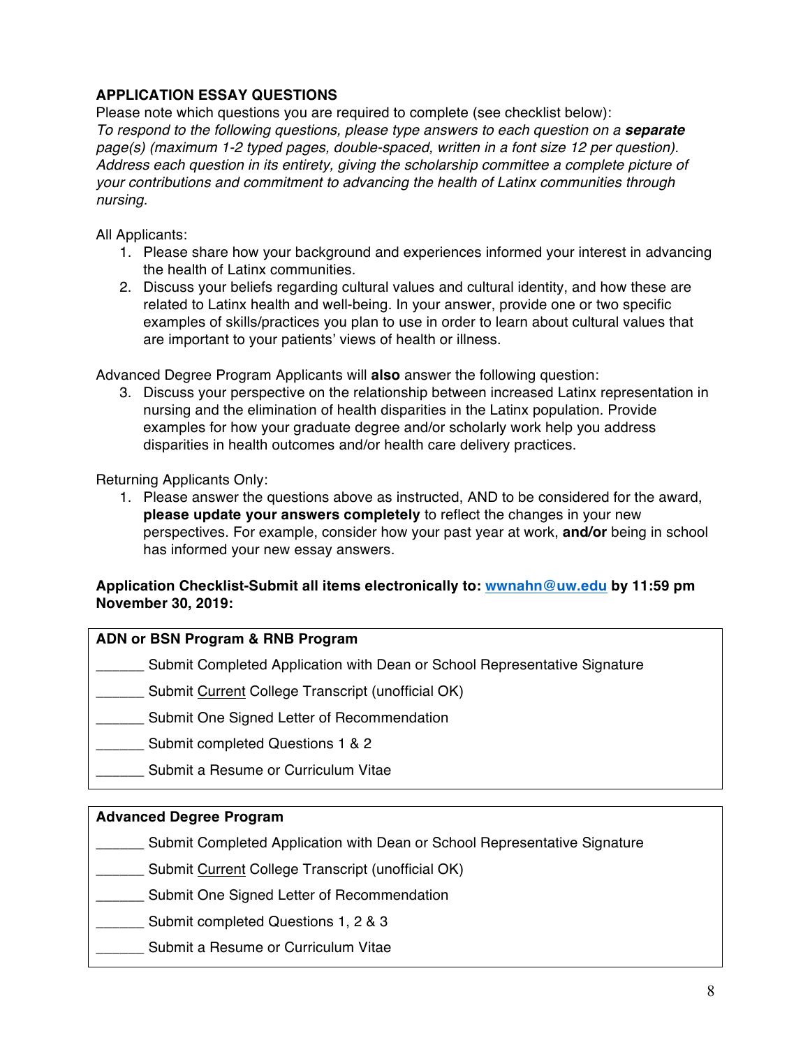**APPLICATION ESSAY QUESTIONS**

Please note which questions you are required to complete (see checklist below):
*To respond to the following questions, please type answers to each question on a* ***separate*** *page(s) (maximum 1-2 typed pages, double-spaced, written in a font size 12 per question). Address each question in its entirety, giving the scholarship committee a complete picture of your contributions and commitment to advancing the health of Latinx communities through nursing.*

All Applicants:

1. Please share how your background and experiences informed your interest in advancing the health of Latinx communities.
2. Discuss your beliefs regarding cultural values and cultural identity, and how these are related to Latinx health and well-being. In your answer, provide one or two specific examples of skills/practices you plan to use in order to learn about cultural values that are important to your patients' views of health or illness.

Advanced Degree Program Applicants will **also** answer the following question:

3. Discuss your perspective on the relationship between increased Latinx representation in nursing and the elimination of health disparities in the Latinx population. Provide examples for how your graduate degree and/or scholarly work help you address disparities in health outcomes and/or health care delivery practices.

Returning Applicants Only:

1. Please answer the questions above as instructed, AND to be considered for the award, **please update your answers completely** to reflect the changes in your new perspectives. For example, consider how your past year at work, **and/or** being in school has informed your new essay answers.

**Application Checklist-Submit all items electronically to: wwnahn@uw.edu by 11:59 pm November 30, 2019:**

| **ADN or BSN Program & RNB Program** |
| --- |
| ______ Submit Completed Application with Dean or School Representative Signature |
| ______ Submit Current College Transcript (unofficial OK) |
| ______ Submit One Signed Letter of Recommendation |
| ______ Submit completed Questions 1 & 2 |
| ______ Submit a Resume or Curriculum Vitae |

| **Advanced Degree Program** |
| --- |
| ______ Submit Completed Application with Dean or School Representative Signature |
| ______ Submit Current College Transcript (unofficial OK) |
| ______ Submit One Signed Letter of Recommendation |
| ______ Submit completed Questions 1, 2 & 3 |
| ______ Submit a Resume or Curriculum Vitae |